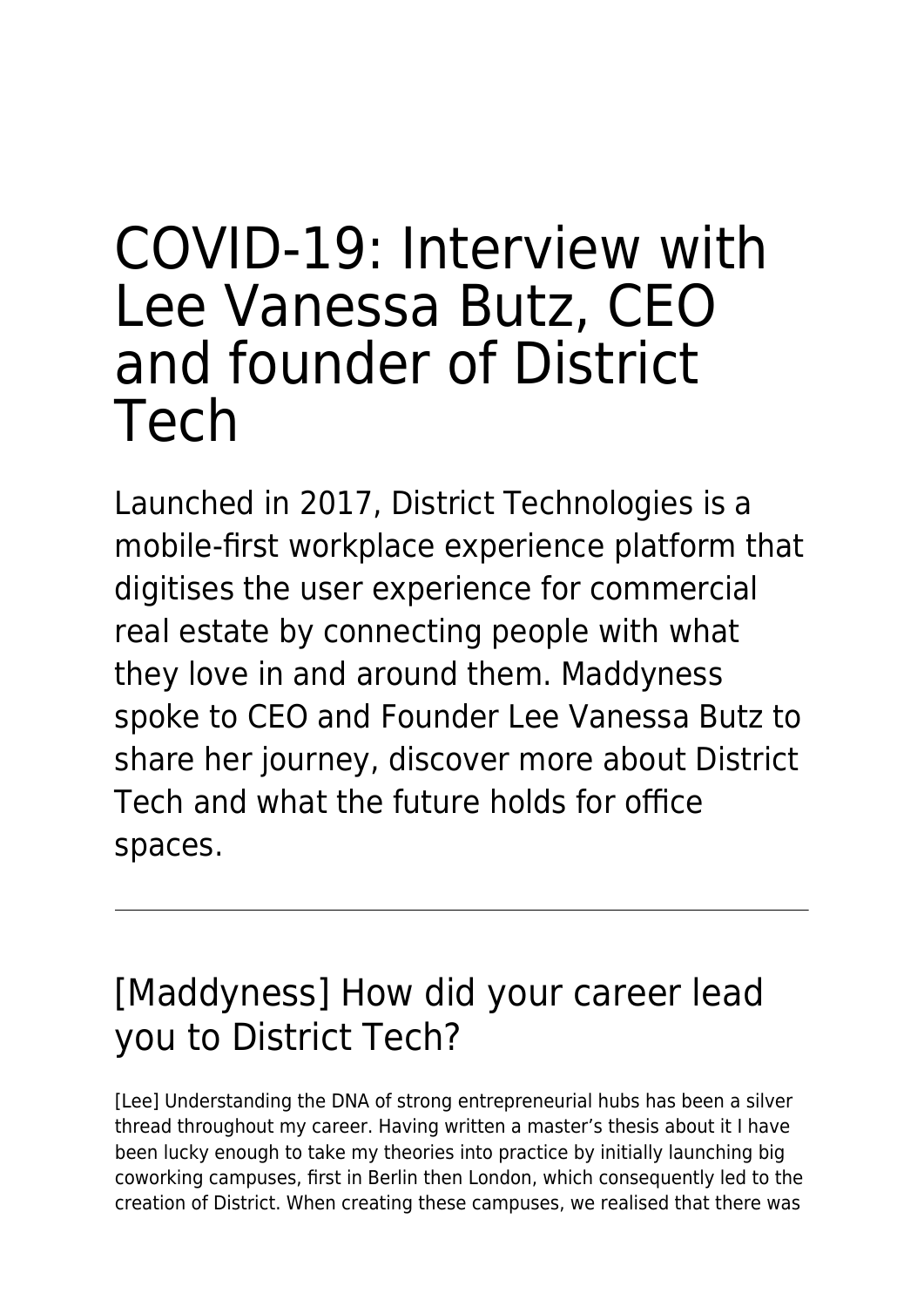# COVID-19: Interview with Lee Vanessa Butz, CEO and founder of District Tech

Launched in 2017, District Technologies is a mobile-first workplace experience platform that digitises the user experience for commercial real estate by connecting people with what they love in and around them. Maddyness spoke to CEO and Founder Lee Vanessa Butz to share her journey, discover more about District Tech and what the future holds for office spaces.

---

## [Maddyness] How did your career lead you to District Tech?

[Lee] Understanding the DNA of strong entrepreneurial hubs has been a silver thread throughout my career. Having written a master's thesis about it I have been lucky enough to take my theories into practice by initially launching big coworking campuses, first in Berlin then London, which consequently led to the creation of District. When creating these campuses, we realised that there was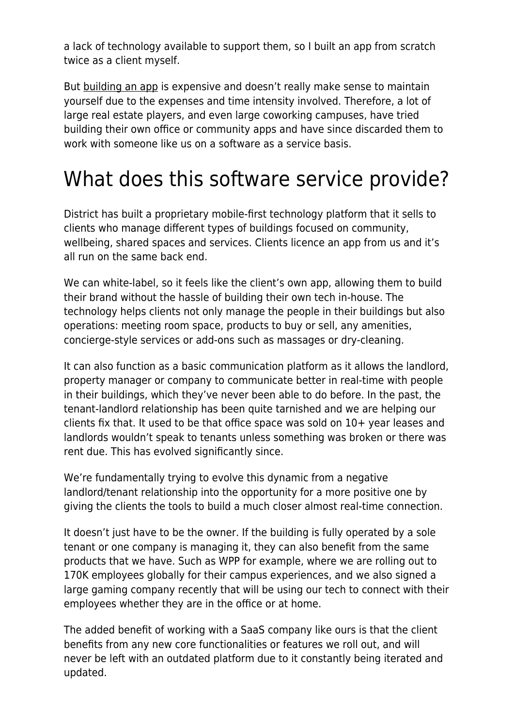a lack of technology available to support them, so I built an app from scratch twice as a client myself.

But building an app is expensive and doesn't really make sense to maintain yourself due to the expenses and time intensity involved. Therefore, a lot of large real estate players, and even large coworking campuses, have tried building their own office or community apps and have since discarded them to work with someone like us on a software as a service basis.

# What does this software service provide?

District has built a proprietary mobile-first technology platform that it sells to clients who manage different types of buildings focused on community, wellbeing, shared spaces and services. Clients licence an app from us and it's all run on the same back end.

We can white-label, so it feels like the client's own app, allowing them to build their brand without the hassle of building their own tech in-house. The technology helps clients not only manage the people in their buildings but also operations: meeting room space, products to buy or sell, any amenities, concierge-style services or add-ons such as massages or dry-cleaning.

It can also function as a basic communication platform as it allows the landlord, property manager or company to communicate better in real-time with people in their buildings, which they've never been able to do before. In the past, the tenant-landlord relationship has been quite tarnished and we are helping our clients fix that. It used to be that office space was sold on 10+ year leases and landlords wouldn't speak to tenants unless something was broken or there was rent due. This has evolved significantly since.

We're fundamentally trying to evolve this dynamic from a negative landlord/tenant relationship into the opportunity for a more positive one by giving the clients the tools to build a much closer almost real-time connection.

It doesn't just have to be the owner. If the building is fully operated by a sole tenant or one company is managing it, they can also benefit from the same products that we have. Such as WPP for example, where we are rolling out to 170K employees globally for their campus experiences, and we also signed a large gaming company recently that will be using our tech to connect with their employees whether they are in the office or at home.

The added benefit of working with a SaaS company like ours is that the client benefits from any new core functionalities or features we roll out, and will never be left with an outdated platform due to it constantly being iterated and updated.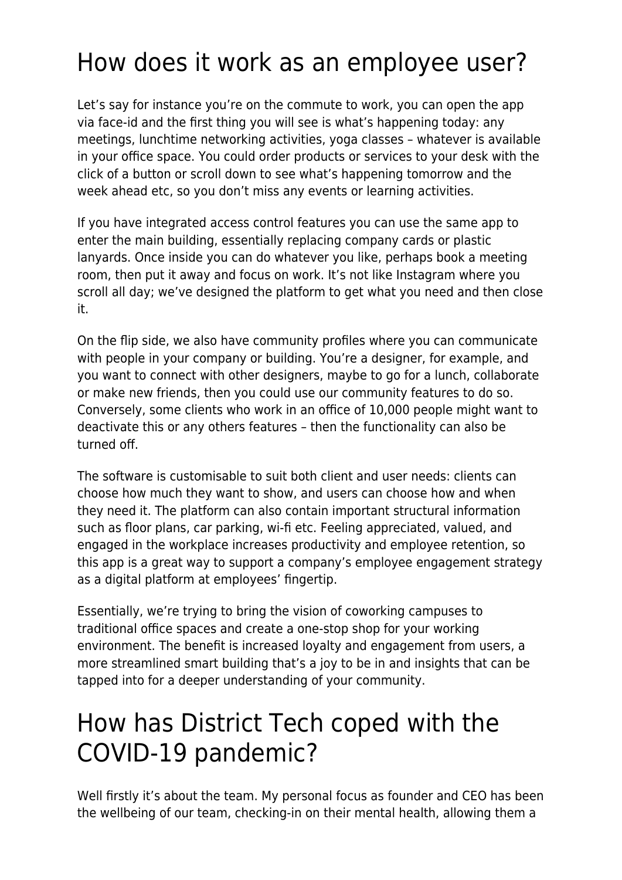# How does it work as an employee user?

Let's say for instance you're on the commute to work, you can open the app via face-id and the first thing you will see is what's happening today: any meetings, lunchtime networking activities, yoga classes – whatever is available in your office space. You could order products or services to your desk with the click of a button or scroll down to see what's happening tomorrow and the week ahead etc, so you don't miss any events or learning activities.

If you have integrated access control features you can use the same app to enter the main building, essentially replacing company cards or plastic lanyards. Once inside you can do whatever you like, perhaps book a meeting room, then put it away and focus on work. It's not like Instagram where you scroll all day; we've designed the platform to get what you need and then close it.

On the flip side, we also have community profiles where you can communicate with people in your company or building. You're a designer, for example, and you want to connect with other designers, maybe to go for a lunch, collaborate or make new friends, then you could use our community features to do so. Conversely, some clients who work in an office of 10,000 people might want to deactivate this or any others features – then the functionality can also be turned off.

The software is customisable to suit both client and user needs: clients can choose how much they want to show, and users can choose how and when they need it. The platform can also contain important structural information such as floor plans, car parking, wi-fi etc. Feeling appreciated, valued, and engaged in the workplace increases productivity and employee retention, so this app is a great way to support a company's employee engagement strategy as a digital platform at employees' fingertip.

Essentially, we're trying to bring the vision of coworking campuses to traditional office spaces and create a one-stop shop for your working environment. The benefit is increased loyalty and engagement from users, a more streamlined smart building that's a joy to be in and insights that can be tapped into for a deeper understanding of your community.

# How has District Tech coped with the COVID-19 pandemic?

Well firstly it's about the team. My personal focus as founder and CEO has been the wellbeing of our team, checking-in on their mental health, allowing them a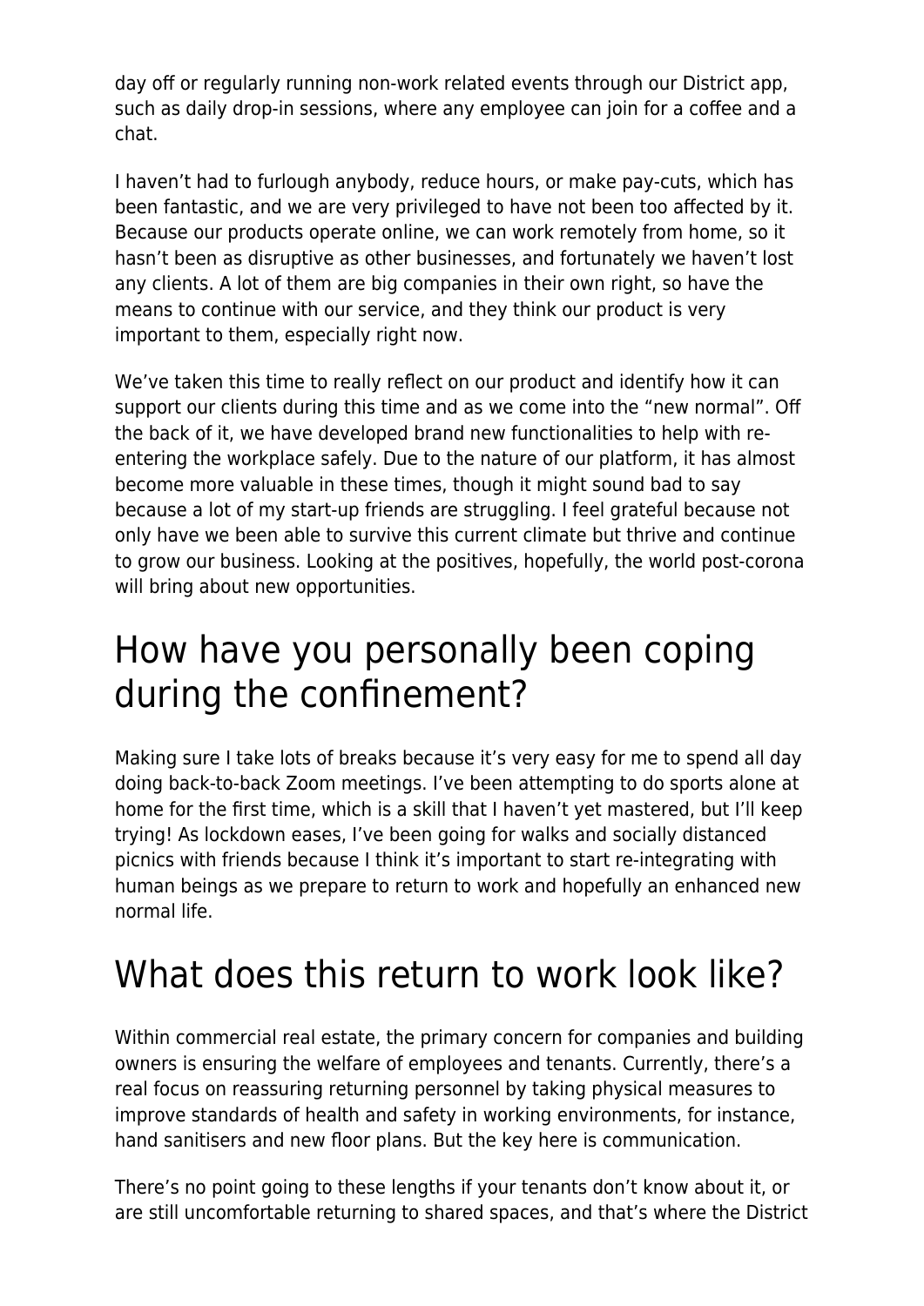day off or regularly running non-work related events through our District app, such as daily drop-in sessions, where any employee can join for a coffee and a chat.

I haven't had to furlough anybody, reduce hours, or make pay-cuts, which has been fantastic, and we are very privileged to have not been too affected by it. Because our products operate online, we can work remotely from home, so it hasn't been as disruptive as other businesses, and fortunately we haven't lost any clients. A lot of them are big companies in their own right, so have the means to continue with our service, and they think our product is very important to them, especially right now.

We've taken this time to really reflect on our product and identify how it can support our clients during this time and as we come into the "new normal". Off the back of it, we have developed brand new functionalities to help with re-entering the workplace safely. Due to the nature of our platform, it has almost become more valuable in these times, though it might sound bad to say because a lot of my start-up friends are struggling. I feel grateful because not only have we been able to survive this current climate but thrive and continue to grow our business. Looking at the positives, hopefully, the world post-corona will bring about new opportunities.

## How have you personally been coping during the confinement?

Making sure I take lots of breaks because it's very easy for me to spend all day doing back-to-back Zoom meetings. I've been attempting to do sports alone at home for the first time, which is a skill that I haven't yet mastered, but I'll keep trying! As lockdown eases, I've been going for walks and socially distanced picnics with friends because I think it's important to start re-integrating with human beings as we prepare to return to work and hopefully an enhanced new normal life.

## What does this return to work look like?

Within commercial real estate, the primary concern for companies and building owners is ensuring the welfare of employees and tenants. Currently, there's a real focus on reassuring returning personnel by taking physical measures to improve standards of health and safety in working environments, for instance, hand sanitisers and new floor plans. But the key here is communication.

There's no point going to these lengths if your tenants don't know about it, or are still uncomfortable returning to shared spaces, and that's where the District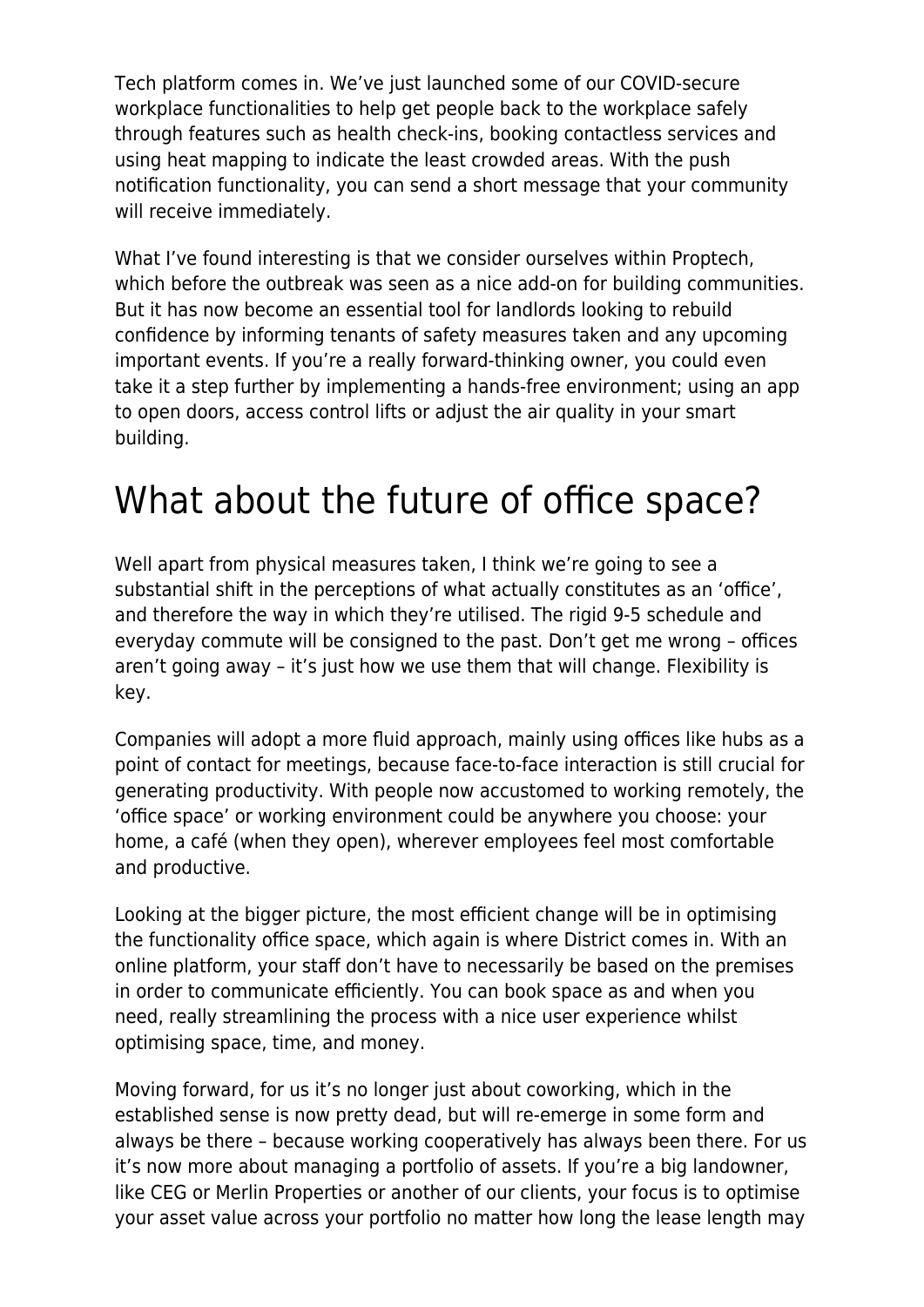Tech platform comes in. We've just launched some of our COVID-secure workplace functionalities to help get people back to the workplace safely through features such as health check-ins, booking contactless services and using heat mapping to indicate the least crowded areas. With the push notification functionality, you can send a short message that your community will receive immediately.

What I've found interesting is that we consider ourselves within Proptech, which before the outbreak was seen as a nice add-on for building communities. But it has now become an essential tool for landlords looking to rebuild confidence by informing tenants of safety measures taken and any upcoming important events. If you're a really forward-thinking owner, you could even take it a step further by implementing a hands-free environment; using an app to open doors, access control lifts or adjust the air quality in your smart building.

# What about the future of office space?

Well apart from physical measures taken, I think we're going to see a substantial shift in the perceptions of what actually constitutes as an 'office', and therefore the way in which they're utilised. The rigid 9-5 schedule and everyday commute will be consigned to the past. Don't get me wrong – offices aren't going away – it's just how we use them that will change. Flexibility is key.

Companies will adopt a more fluid approach, mainly using offices like hubs as a point of contact for meetings, because face-to-face interaction is still crucial for generating productivity. With people now accustomed to working remotely, the 'office space' or working environment could be anywhere you choose: your home, a café (when they open), wherever employees feel most comfortable and productive.

Looking at the bigger picture, the most efficient change will be in optimising the functionality office space, which again is where District comes in. With an online platform, your staff don't have to necessarily be based on the premises in order to communicate efficiently. You can book space as and when you need, really streamlining the process with a nice user experience whilst optimising space, time, and money.

Moving forward, for us it's no longer just about coworking, which in the established sense is now pretty dead, but will re-emerge in some form and always be there – because working cooperatively has always been there. For us it's now more about managing a portfolio of assets. If you're a big landowner, like CEG or Merlin Properties or another of our clients, your focus is to optimise your asset value across your portfolio no matter how long the lease length may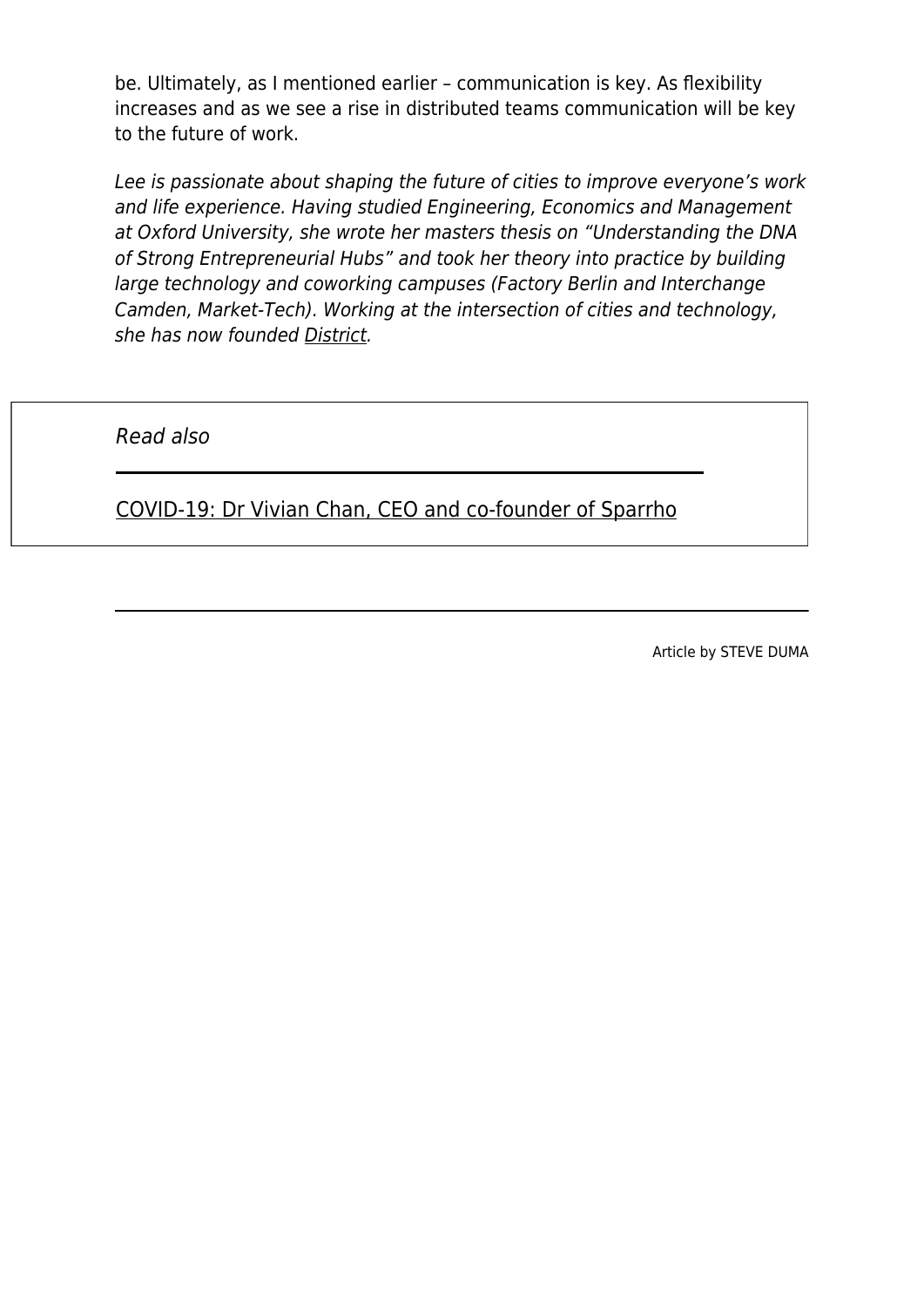be. Ultimately, as I mentioned earlier – communication is key. As flexibility increases and as we see a rise in distributed teams communication will be key to the future of work.

*Lee is passionate about shaping the future of cities to improve everyone's work and life experience. Having studied Engineering, Economics and Management at Oxford University, she wrote her masters thesis on "Understanding the DNA of Strong Entrepreneurial Hubs" and took her theory into practice by building large technology and coworking campuses (Factory Berlin and Interchange Camden, Market-Tech). Working at the intersection of cities and technology, she has now founded District.*

*Read also*

---

COVID-19: Dr Vivian Chan, CEO and co-founder of Sparrho

---

Article by STEVE DUMA